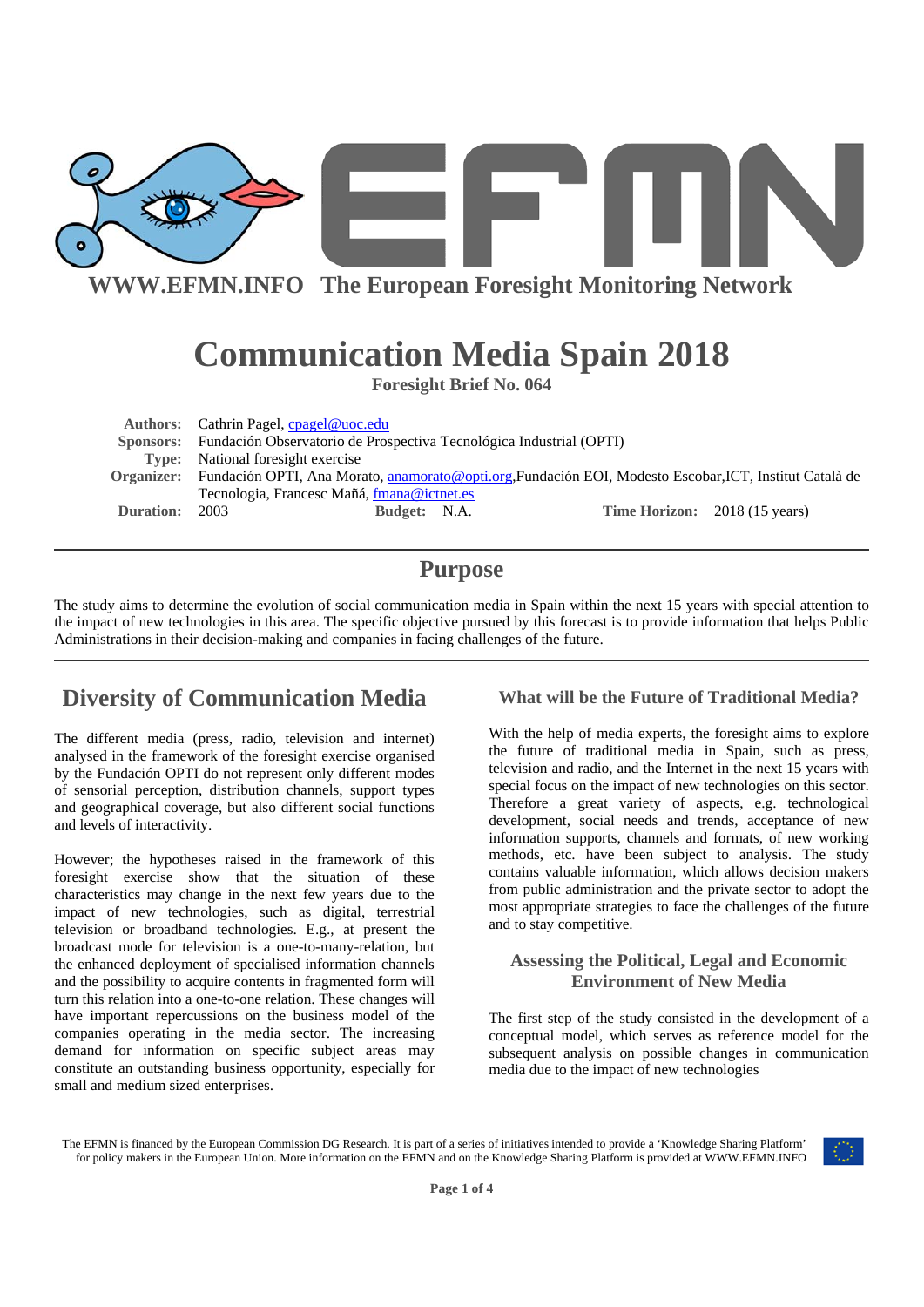**WWW.EFMN.INFO The European Foresight Monitoring Network**

# Communication Media Spain 2018

**Foresight Brief No. 064**

**Authors:** Cathrin Pagel, cpagel@uoc.edu
**Sponsors:** Fundación Observatorio de Prospectiva Tecnológica Industrial (OPTI)
**Type:** National foresight exercise
**Organizer:** Fundación OPTI, Ana Morato, anamorato@opti.org,Fundación EOI, Modesto Escobar,ICT, Institut Català de Tecnologia, Francesc Mañá, fmana@ictnet.es
**Duration:** 2003 **Budget:** N.A. **Time Horizon:** 2018 (15 years)

## Purpose

The study aims to determine the evolution of social communication media in Spain within the next 15 years with special attention to the impact of new technologies in this area. The specific objective pursued by this forecast is to provide information that helps Public Administrations in their decision-making and companies in facing challenges of the future.

## Diversity of Communication Media

The different media (press, radio, television and internet) analysed in the framework of the foresight exercise organised by the Fundación OPTI do not represent only different modes of sensorial perception, distribution channels, support types and geographical coverage, but also different social functions and levels of interactivity.

However; the hypotheses raised in the framework of this foresight exercise show that the situation of these characteristics may change in the next few years due to the impact of new technologies, such as digital, terrestrial television or broadband technologies. E.g., at present the broadcast mode for television is a one-to-many-relation, but the enhanced deployment of specialised information channels and the possibility to acquire contents in fragmented form will turn this relation into a one-to-one relation. These changes will have important repercussions on the business model of the companies operating in the media sector. The increasing demand for information on specific subject areas may constitute an outstanding business opportunity, especially for small and medium sized enterprises.

### What will be the Future of Traditional Media?

With the help of media experts, the foresight aims to explore the future of traditional media in Spain, such as press, television and radio, and the Internet in the next 15 years with special focus on the impact of new technologies on this sector. Therefore a great variety of aspects, e.g. technological development, social needs and trends, acceptance of new information supports, channels and formats, of new working methods, etc. have been subject to analysis. The study contains valuable information, which allows decision makers from public administration and the private sector to adopt the most appropriate strategies to face the challenges of the future and to stay competitive.

### Assessing the Political, Legal and Economic Environment of New Media

The first step of the study consisted in the development of a conceptual model, which serves as reference model for the subsequent analysis on possible changes in communication media due to the impact of new technologies

The EFMN is financed by the European Commission DG Research. It is part of a series of initiatives intended to provide a 'Knowledge Sharing Platform' for policy makers in the European Union. More information on the EFMN and on the Knowledge Sharing Platform is provided at WWW.EFMN.INFO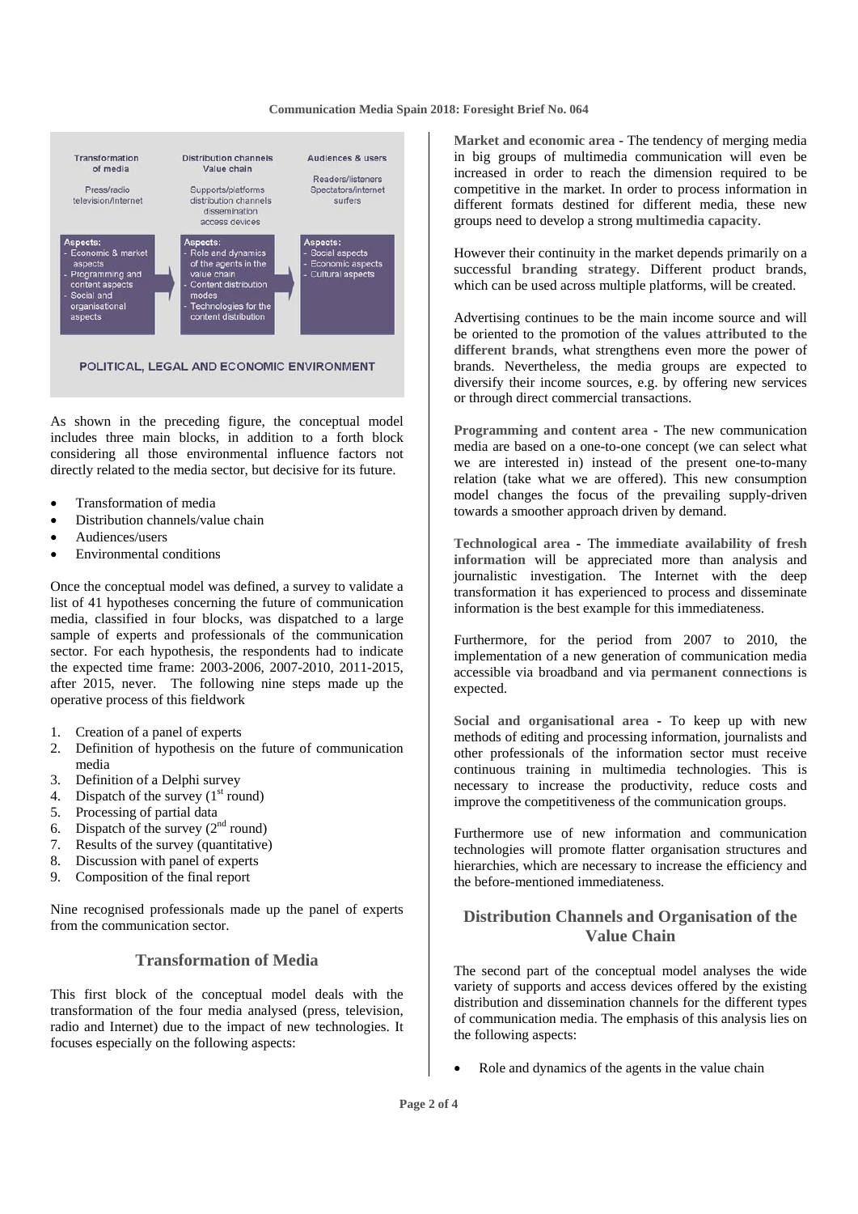| Transformation of media | Distribution channels Value chain | Audiences & users |
| --- | --- | --- |
| Press/radio television/Internet | Supports/platforms distribution channels dissemination access devices | Readers/listeners Spectators/internet surfers |
| Aspects: - Economic & market aspects - Programming and content aspects - Social and organisational aspects | Aspects: - Role and dynamics of the agents in the value chain - Content distribution modes - Technologies for the content distribution | Aspects: - Social aspects - Economic aspects - Cultural aspects |

POLITICAL, LEGAL AND ECONOMIC ENVIRONMENT

As shown in the preceding figure, the conceptual model includes three main blocks, in addition to a forth block considering all those environmental influence factors not directly related to the media sector, but decisive for its future.

- Transformation of media
- Distribution channels/value chain
- Audiences/users
- Environmental conditions

Once the conceptual model was defined, a survey to validate a list of 41 hypotheses concerning the future of communication media, classified in four blocks, was dispatched to a large sample of experts and professionals of the communication sector. For each hypothesis, the respondents had to indicate the expected time frame: 2003-2006, 2007-2010, 2011-2015, after 2015, never. The following nine steps made up the operative process of this fieldwork

1. Creation of a panel of experts
2. Definition of hypothesis on the future of communication media
3. Definition of a Delphi survey
4. Dispatch of the survey (1st round)
5. Processing of partial data
6. Dispatch of the survey (2nd round)
7. Results of the survey (quantitative)
8. Discussion with panel of experts
9. Composition of the final report

Nine recognised professionals made up the panel of experts from the communication sector.

## Transformation of Media

This first block of the conceptual model deals with the transformation of the four media analysed (press, television, radio and Internet) due to the impact of new technologies. It focuses especially on the following aspects:

**Market and economic area** - The tendency of merging media in big groups of multimedia communication will even be increased in order to reach the dimension required to be competitive in the market. In order to process information in different formats destined for different media, these new groups need to develop a strong **multimedia capacity**.

However their continuity in the market depends primarily on a successful **branding strategy**. Different product brands, which can be used across multiple platforms, will be created.

Advertising continues to be the main income source and will be oriented to the promotion of the **values attributed to the different brands**, what strengthens even more the power of brands. Nevertheless, the media groups are expected to diversify their income sources, e.g. by offering new services or through direct commercial transactions.

**Programming and content area** - The new communication media are based on a one-to-one concept (we can select what we are interested in) instead of the present one-to-many relation (take what we are offered). This new consumption model changes the focus of the prevailing supply-driven towards a smoother approach driven by demand.

**Technological area** - The **immediate availability of fresh information** will be appreciated more than analysis and journalistic investigation. The Internet with the deep transformation it has experienced to process and disseminate information is the best example for this immediateness.

Furthermore, for the period from 2007 to 2010, the implementation of a new generation of communication media accessible via broadband and via **permanent connections** is expected.

**Social and organisational area** - To keep up with new methods of editing and processing information, journalists and other professionals of the information sector must receive continuous training in multimedia technologies. This is necessary to increase the productivity, reduce costs and improve the competitiveness of the communication groups.

Furthermore use of new information and communication technologies will promote flatter organisation structures and hierarchies, which are necessary to increase the efficiency and the before-mentioned immediateness.

## Distribution Channels and Organisation of the Value Chain

The second part of the conceptual model analyses the wide variety of supports and access devices offered by the existing distribution and dissemination channels for the different types of communication media. The emphasis of this analysis lies on the following aspects:

- Role and dynamics of the agents in the value chain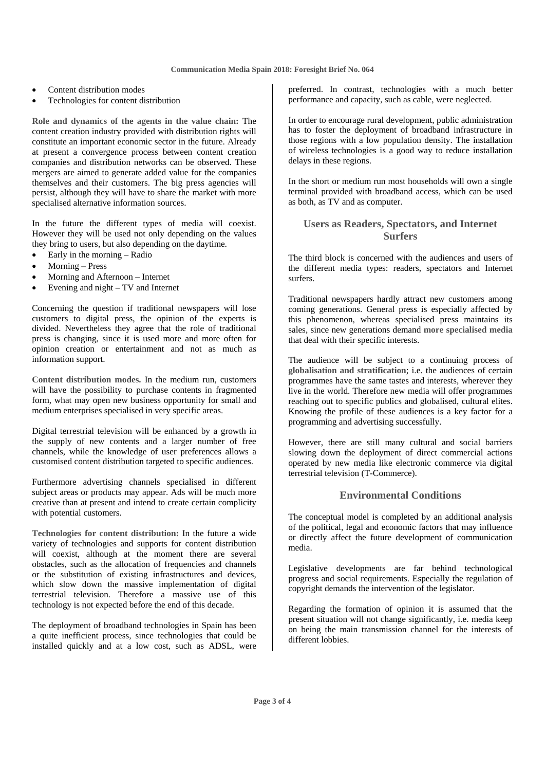- Content distribution modes
- Technologies for content distribution

**Role and dynamics of the agents in the value chain:** The content creation industry provided with distribution rights will constitute an important economic sector in the future. Already at present a convergence process between content creation companies and distribution networks can be observed. These mergers are aimed to generate added value for the companies themselves and their customers. The big press agencies will persist, although they will have to share the market with more specialised alternative information sources.

In the future the different types of media will coexist. However they will be used not only depending on the values they bring to users, but also depending on the daytime.

- Early in the morning – Radio
- Morning – Press
- Morning and Afternoon – Internet
- Evening and night – TV and Internet

Concerning the question if traditional newspapers will lose customers to digital press, the opinion of the experts is divided. Nevertheless they agree that the role of traditional press is changing, since it is used more and more often for opinion creation or entertainment and not as much as information support.

**Content distribution modes.** In the medium run, customers will have the possibility to purchase contents in fragmented form, what may open new business opportunity for small and medium enterprises specialised in very specific areas.

Digital terrestrial television will be enhanced by a growth in the supply of new contents and a larger number of free channels, while the knowledge of user preferences allows a customised content distribution targeted to specific audiences.

Furthermore advertising channels specialised in different subject areas or products may appear. Ads will be much more creative than at present and intend to create certain complicity with potential customers.

**Technologies for content distribution:** In the future a wide variety of technologies and supports for content distribution will coexist, although at the moment there are several obstacles, such as the allocation of frequencies and channels or the substitution of existing infrastructures and devices, which slow down the massive implementation of digital terrestrial television. Therefore a massive use of this technology is not expected before the end of this decade.

The deployment of broadband technologies in Spain has been a quite inefficient process, since technologies that could be installed quickly and at a low cost, such as ADSL, were preferred. In contrast, technologies with a much better performance and capacity, such as cable, were neglected.

In order to encourage rural development, public administration has to foster the deployment of broadband infrastructure in those regions with a low population density. The installation of wireless technologies is a good way to reduce installation delays in these regions.

In the short or medium run most households will own a single terminal provided with broadband access, which can be used as both, as TV and as computer.

## Users as Readers, Spectators, and Internet Surfers

The third block is concerned with the audiences and users of the different media types: readers, spectators and Internet surfers.

Traditional newspapers hardly attract new customers among coming generations. General press is especially affected by this phenomenon, whereas specialised press maintains its sales, since new generations demand **more specialised media** that deal with their specific interests.

The audience will be subject to a continuing process of **globalisation and stratification**; i.e. the audiences of certain programmes have the same tastes and interests, wherever they live in the world. Therefore new media will offer programmes reaching out to specific publics and globalised, cultural elites. Knowing the profile of these audiences is a key factor for a programming and advertising successfully.

However, there are still many cultural and social barriers slowing down the deployment of direct commercial actions operated by new media like electronic commerce via digital terrestrial television (T-Commerce).

## Environmental Conditions

The conceptual model is completed by an additional analysis of the political, legal and economic factors that may influence or directly affect the future development of communication media.

Legislative developments are far behind technological progress and social requirements. Especially the regulation of copyright demands the intervention of the legislator.

Regarding the formation of opinion it is assumed that the present situation will not change significantly, i.e. media keep on being the main transmission channel for the interests of different lobbies.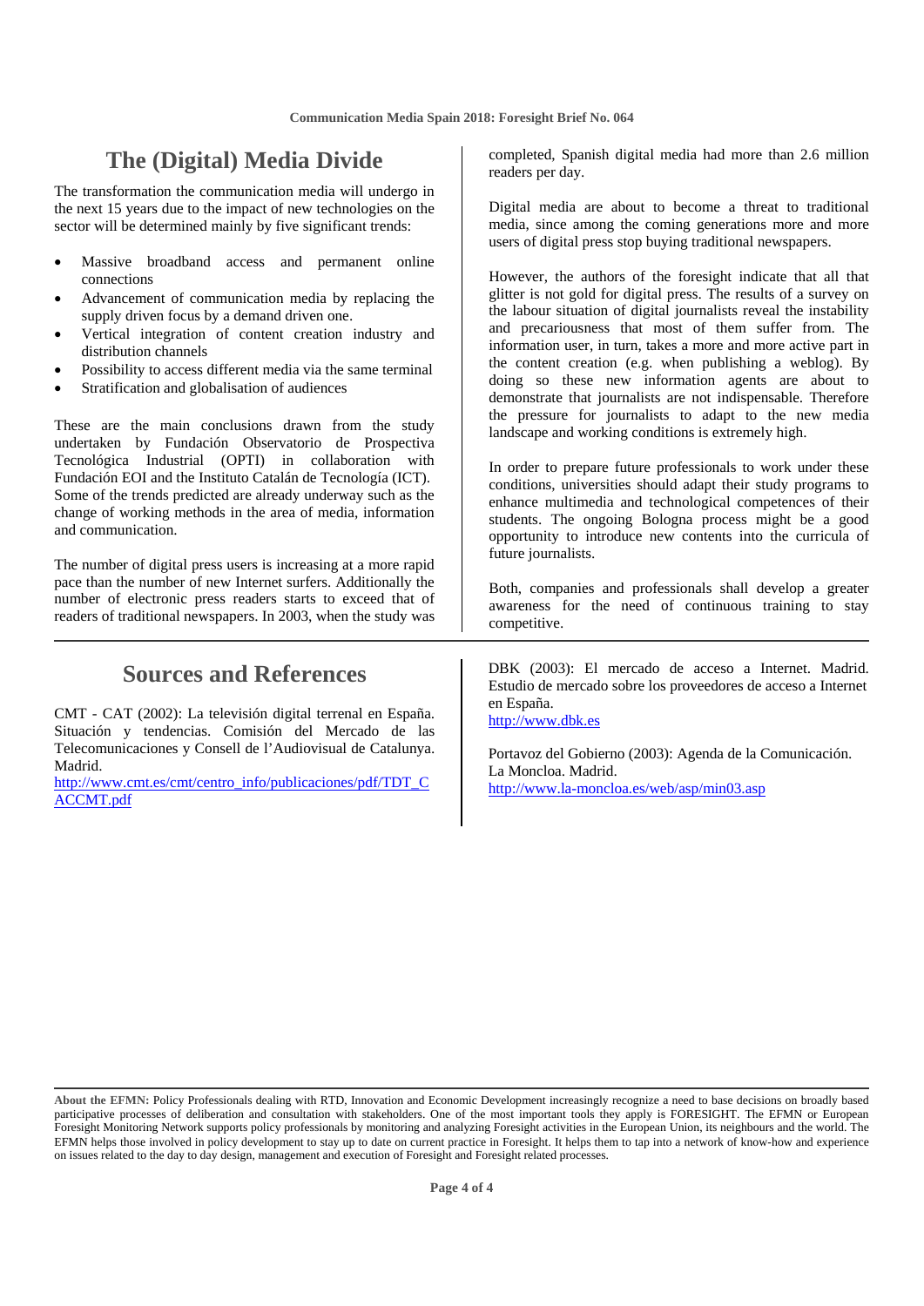# The (Digital) Media Divide

The transformation the communication media will undergo in the next 15 years due to the impact of new technologies on the sector will be determined mainly by five significant trends:

- Massive broadband access and permanent online connections
- Advancement of communication media by replacing the supply driven focus by a demand driven one.
- Vertical integration of content creation industry and distribution channels
- Possibility to access different media via the same terminal
- Stratification and globalisation of audiences

These are the main conclusions drawn from the study undertaken by Fundación Observatorio de Prospectiva Tecnológica Industrial (OPTI) in collaboration with Fundación EOI and the Instituto Catalán de Tecnología (ICT). Some of the trends predicted are already underway such as the change of working methods in the area of media, information and communication.

The number of digital press users is increasing at a more rapid pace than the number of new Internet surfers. Additionally the number of electronic press readers starts to exceed that of readers of traditional newspapers. In 2003, when the study was completed, Spanish digital media had more than 2.6 million readers per day.

Digital media are about to become a threat to traditional media, since among the coming generations more and more users of digital press stop buying traditional newspapers.

However, the authors of the foresight indicate that all that glitter is not gold for digital press. The results of a survey on the labour situation of digital journalists reveal the instability and precariousness that most of them suffer from. The information user, in turn, takes a more and more active part in the content creation (e.g. when publishing a weblog). By doing so these new information agents are about to demonstrate that journalists are not indispensable. Therefore the pressure for journalists to adapt to the new media landscape and working conditions is extremely high.

In order to prepare future professionals to work under these conditions, universities should adapt their study programs to enhance multimedia and technological competences of their students. The ongoing Bologna process might be a good opportunity to introduce new contents into the curricula of future journalists.

Both, companies and professionals shall develop a greater awareness for the need of continuous training to stay competitive.

# Sources and References

CMT - CAT (2002): La televisión digital terrenal en España. Situación y tendencias. Comisión del Mercado de las Telecomunicaciones y Consell de l'Audiovisual de Catalunya. Madrid.
http://www.cmt.es/cmt/centro_info/publicaciones/pdf/TDT_CACCMT.pdf

DBK (2003): El mercado de acceso a Internet. Madrid. Estudio de mercado sobre los proveedores de acceso a Internet en España.
http://www.dbk.es

Portavoz del Gobierno (2003): Agenda de la Comunicación. La Moncloa. Madrid.
http://www.la-moncloa.es/web/asp/min03.asp

**About the EFMN:** Policy Professionals dealing with RTD, Innovation and Economic Development increasingly recognize a need to base decisions on broadly based participative processes of deliberation and consultation with stakeholders. One of the most important tools they apply is FORESIGHT. The EFMN or European Foresight Monitoring Network supports policy professionals by monitoring and analyzing Foresight activities in the European Union, its neighbours and the world. The EFMN helps those involved in policy development to stay up to date on current practice in Foresight. It helps them to tap into a network of know-how and experience on issues related to the day to day design, management and execution of Foresight and Foresight related processes.